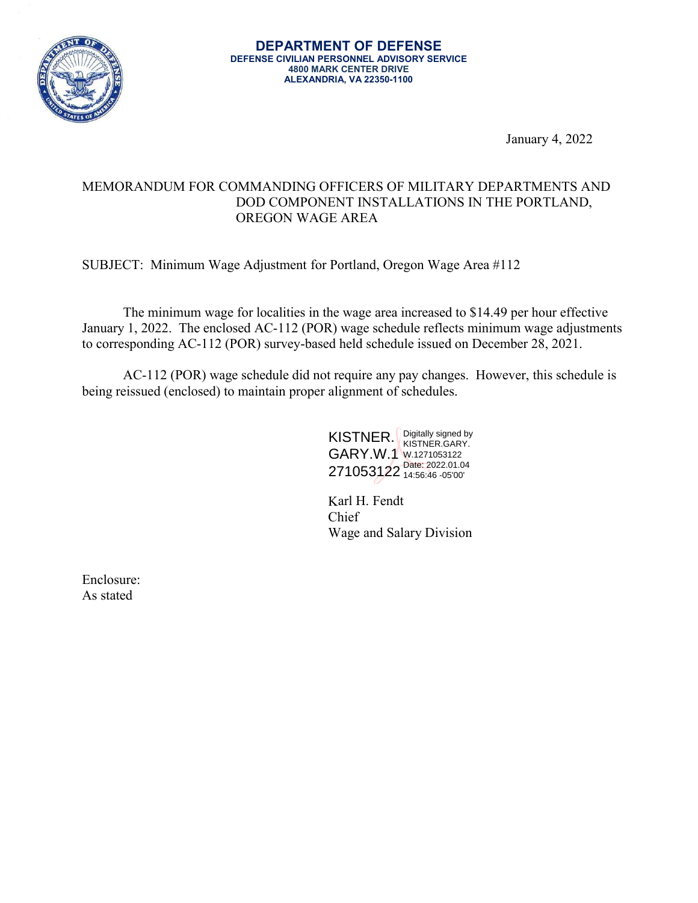**DEPARTMENT OF DEFENSE**
**DEFENSE CIVILIAN PERSONNEL ADVISORY SERVICE**
**4800 MARK CENTER DRIVE**
**ALEXANDRIA, VA 22350-1100**

January 4, 2022

MEMORANDUM FOR COMMANDING OFFICERS OF MILITARY DEPARTMENTS AND DOD COMPONENT INSTALLATIONS IN THE PORTLAND, OREGON WAGE AREA

SUBJECT: Minimum Wage Adjustment for Portland, Oregon Wage Area #112

The minimum wage for localities in the wage area increased to $14.49 per hour effective January 1, 2022. The enclosed AC-112 (POR) wage schedule reflects minimum wage adjustments to corresponding AC-112 (POR) survey-based held schedule issued on December 28, 2021.

AC-112 (POR) wage schedule did not require any pay changes. However, this schedule is being reissued (enclosed) to maintain proper alignment of schedules.

KISTNER.GARY.W.1271053122 Digitally signed by KISTNER.GARY.W.1271053122 Date: 2022.01.04 14:56:46 -05'00'

Karl H. Fendt
Chief
Wage and Salary Division

Enclosure:
As stated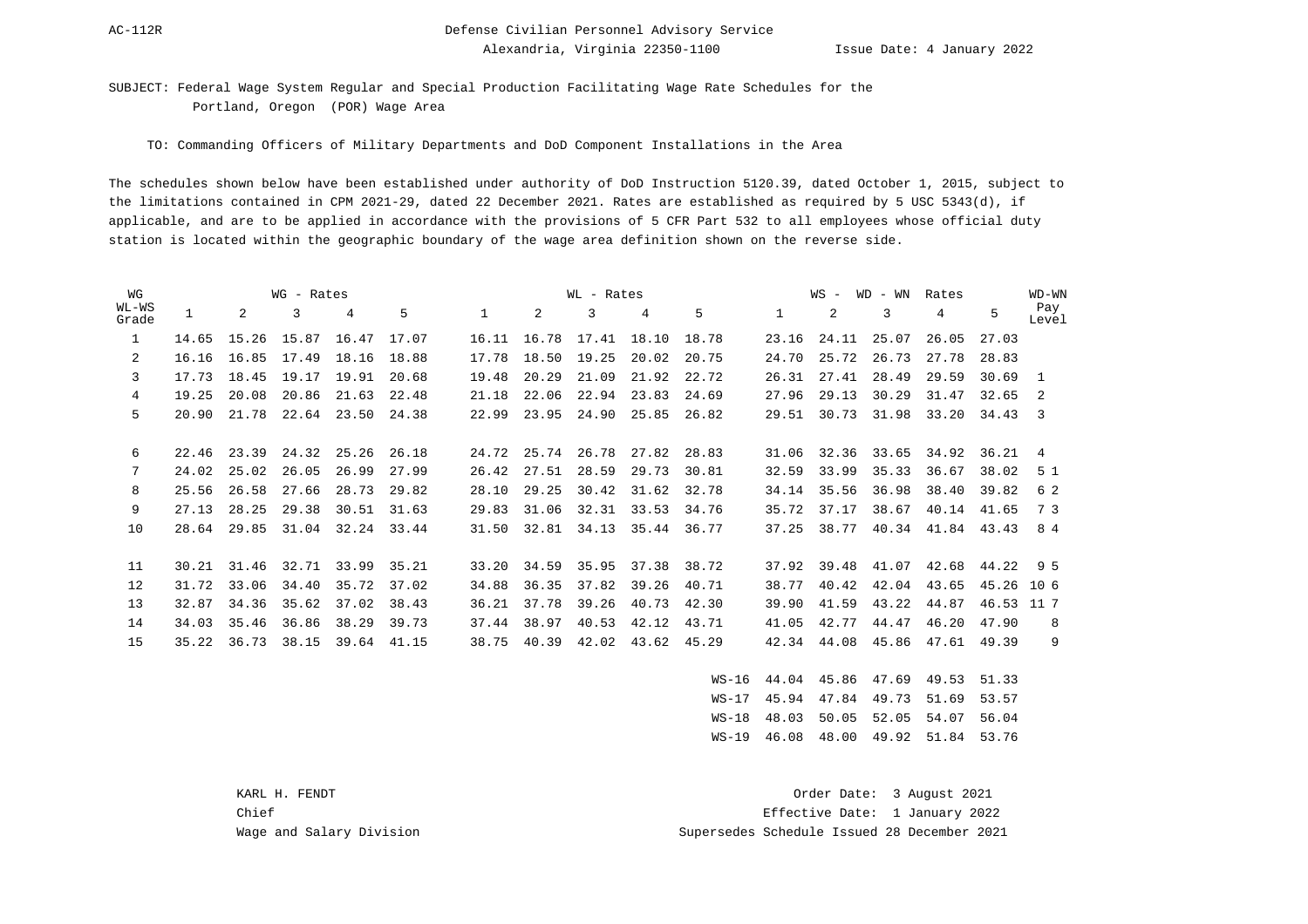AC-112R

Defense Civilian Personnel Advisory Service
Alexandria, Virginia 22350-1100

Issue Date: 4 January 2022

SUBJECT: Federal Wage System Regular and Special Production Facilitating Wage Rate Schedules for the Portland, Oregon (POR) Wage Area

TO: Commanding Officers of Military Departments and DoD Component Installations in the Area

The schedules shown below have been established under authority of DoD Instruction 5120.39, dated October 1, 2015, subject to the limitations contained in CPM 2021-29, dated 22 December 2021. Rates are established as required by 5 USC 5343(d), if applicable, and are to be applied in accordance with the provisions of 5 CFR Part 532 to all employees whose official duty station is located within the geographic boundary of the wage area definition shown on the reverse side.

| WG WL-WS Grade | WG - Rates 1 | 2 | 3 | 4 | 5 | WL - Rates 1 | 2 | 3 | 4 | 5 | WS - WD - WN Rates 1 | 2 | 3 | 4 | 5 | WD-WN Pay Level |
|---|---|---|---|---|---|---|---|---|---|---|---|---|---|---|---|---|
| 1 | 14.65 | 15.26 | 15.87 | 16.47 | 17.07 | 16.11 | 16.78 | 17.41 | 18.10 | 18.78 | 23.16 | 24.11 | 25.07 | 26.05 | 27.03 | |
| 2 | 16.16 | 16.85 | 17.49 | 18.16 | 18.88 | 17.78 | 18.50 | 19.25 | 20.02 | 20.75 | 24.70 | 25.72 | 26.73 | 27.78 | 28.83 | |
| 3 | 17.73 | 18.45 | 19.17 | 19.91 | 20.68 | 19.48 | 20.29 | 21.09 | 21.92 | 22.72 | 26.31 | 27.41 | 28.49 | 29.59 | 30.69 | 1 |
| 4 | 19.25 | 20.08 | 20.86 | 21.63 | 22.48 | 21.18 | 22.06 | 22.94 | 23.83 | 24.69 | 27.96 | 29.13 | 30.29 | 31.47 | 32.65 | 2 |
| 5 | 20.90 | 21.78 | 22.64 | 23.50 | 24.38 | 22.99 | 23.95 | 24.90 | 25.85 | 26.82 | 29.51 | 30.73 | 31.98 | 33.20 | 34.43 | 3 |
| 6 | 22.46 | 23.39 | 24.32 | 25.26 | 26.18 | 24.72 | 25.74 | 26.78 | 27.82 | 28.83 | 31.06 | 32.36 | 33.65 | 34.92 | 36.21 | 4 |
| 7 | 24.02 | 25.02 | 26.05 | 26.99 | 27.99 | 26.42 | 27.51 | 28.59 | 29.73 | 30.81 | 32.59 | 33.99 | 35.33 | 36.67 | 38.02 | 5 1 |
| 8 | 25.56 | 26.58 | 27.66 | 28.73 | 29.82 | 28.10 | 29.25 | 30.42 | 31.62 | 32.78 | 34.14 | 35.56 | 36.98 | 38.40 | 39.82 | 6 2 |
| 9 | 27.13 | 28.25 | 29.38 | 30.51 | 31.63 | 29.83 | 31.06 | 32.31 | 33.53 | 34.76 | 35.72 | 37.17 | 38.67 | 40.14 | 41.65 | 7 3 |
| 10 | 28.64 | 29.85 | 31.04 | 32.24 | 33.44 | 31.50 | 32.81 | 34.13 | 35.44 | 36.77 | 37.25 | 38.77 | 40.34 | 41.84 | 43.43 | 8 4 |
| 11 | 30.21 | 31.46 | 32.71 | 33.99 | 35.21 | 33.20 | 34.59 | 35.95 | 37.38 | 38.72 | 37.92 | 39.48 | 41.07 | 42.68 | 44.22 | 9 5 |
| 12 | 31.72 | 33.06 | 34.40 | 35.72 | 37.02 | 34.88 | 36.35 | 37.82 | 39.26 | 40.71 | 38.77 | 40.42 | 42.04 | 43.65 | 45.26 | 10 6 |
| 13 | 32.87 | 34.36 | 35.62 | 37.02 | 38.43 | 36.21 | 37.78 | 39.26 | 40.73 | 42.30 | 39.90 | 41.59 | 43.22 | 44.87 | 46.53 | 11 7 |
| 14 | 34.03 | 35.46 | 36.86 | 38.29 | 39.73 | 37.44 | 38.97 | 40.53 | 42.12 | 43.71 | 41.05 | 42.77 | 44.47 | 46.20 | 47.90 | 8 |
| 15 | 35.22 | 36.73 | 38.15 | 39.64 | 41.15 | 38.75 | 40.39 | 42.02 | 43.62 | 45.29 | 42.34 | 44.08 | 45.86 | 47.61 | 49.39 | 9 |
| WS-16 | | | | | | | | | | | 44.04 | 45.86 | 47.69 | 49.53 | 51.33 | |
| WS-17 | | | | | | | | | | | 45.94 | 47.84 | 49.73 | 51.69 | 53.57 | |
| WS-18 | | | | | | | | | | | 48.03 | 50.05 | 52.05 | 54.07 | 56.04 | |
| WS-19 | | | | | | | | | | | 46.08 | 48.00 | 49.92 | 51.84 | 53.76 | |

KARL H. FENDT
Chief
Wage and Salary Division

Order Date: 3 August 2021
Effective Date: 1 January 2022
Supersedes Schedule Issued 28 December 2021